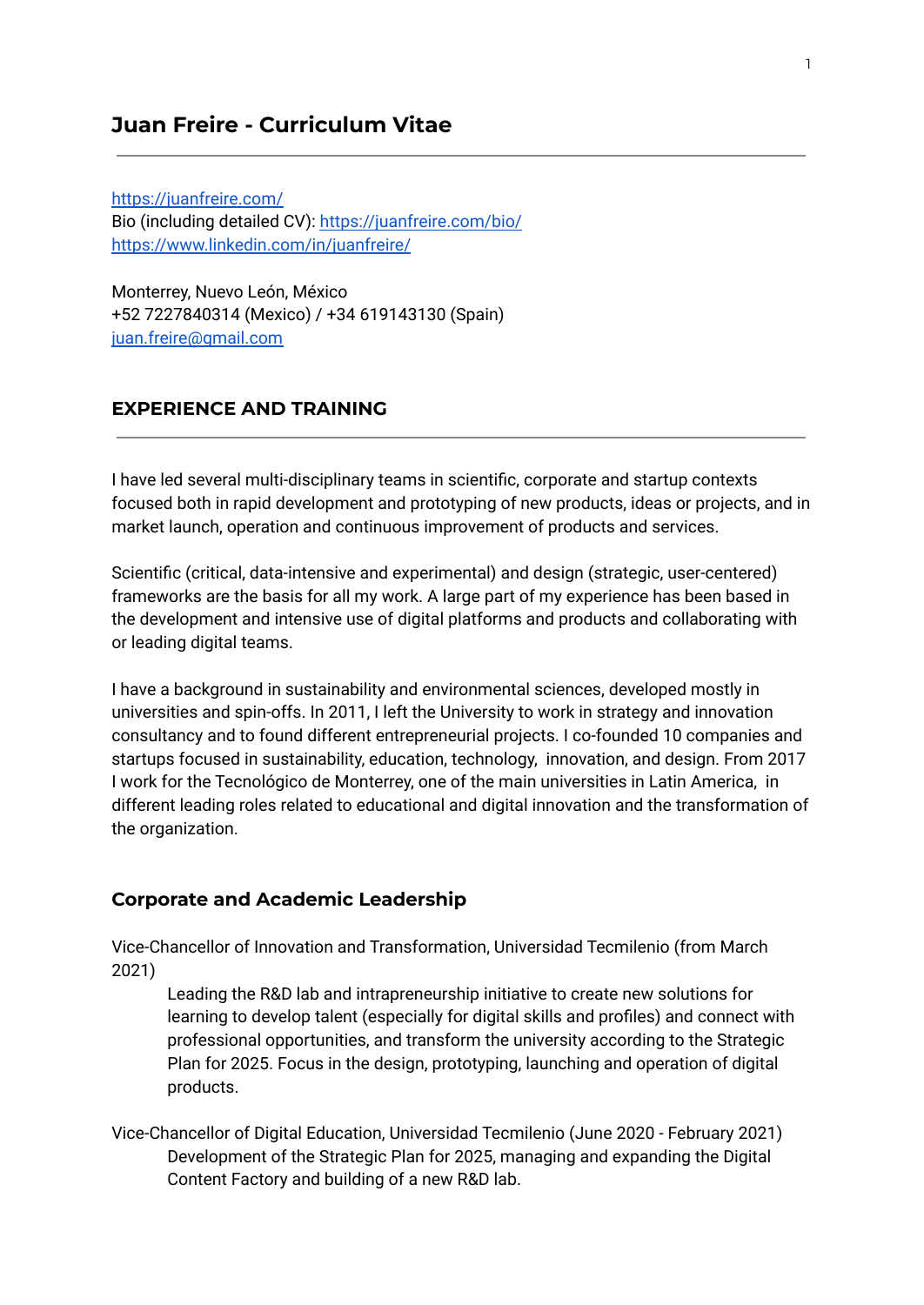# Juan Freire - Curriculum Vitae

---

https://juanfreire.com/
Bio (including detailed CV): https://juanfreire.com/bio/
https://www.linkedin.com/in/juanfreire/

Monterrey, Nuevo León, México
+52 7227840314 (Mexico) / +34 619143130 (Spain)
juan.freire@gmail.com

## EXPERIENCE AND TRAINING

---

I have led several multi-disciplinary teams in scientific, corporate and startup contexts focused both in rapid development and prototyping of new products, ideas or projects, and in market launch, operation and continuous improvement of products and services.

Scientific (critical, data-intensive and experimental) and design (strategic, user-centered) frameworks are the basis for all my work. A large part of my experience has been based in the development and intensive use of digital platforms and products and collaborating with or leading digital teams.

I have a background in sustainability and environmental sciences, developed mostly in universities and spin-offs. In 2011, I left the University to work in strategy and innovation consultancy and to found different entrepreneurial projects. I co-founded 10 companies and startups focused in sustainability, education, technology, innovation, and design. From 2017 I work for the Tecnológico de Monterrey, one of the main universities in Latin America, in different leading roles related to educational and digital innovation and the transformation of the organization.

### Corporate and Academic Leadership

Vice-Chancellor of Innovation and Transformation, Universidad Tecmilenio (from March 2021)

> Leading the R&D lab and intrapreneurship initiative to create new solutions for learning to develop talent (especially for digital skills and profiles) and connect with professional opportunities, and transform the university according to the Strategic Plan for 2025. Focus in the design, prototyping, launching and operation of digital products.

Vice-Chancellor of Digital Education, Universidad Tecmilenio (June 2020 - February 2021)

> Development of the Strategic Plan for 2025, managing and expanding the Digital Content Factory and building of a new R&D lab.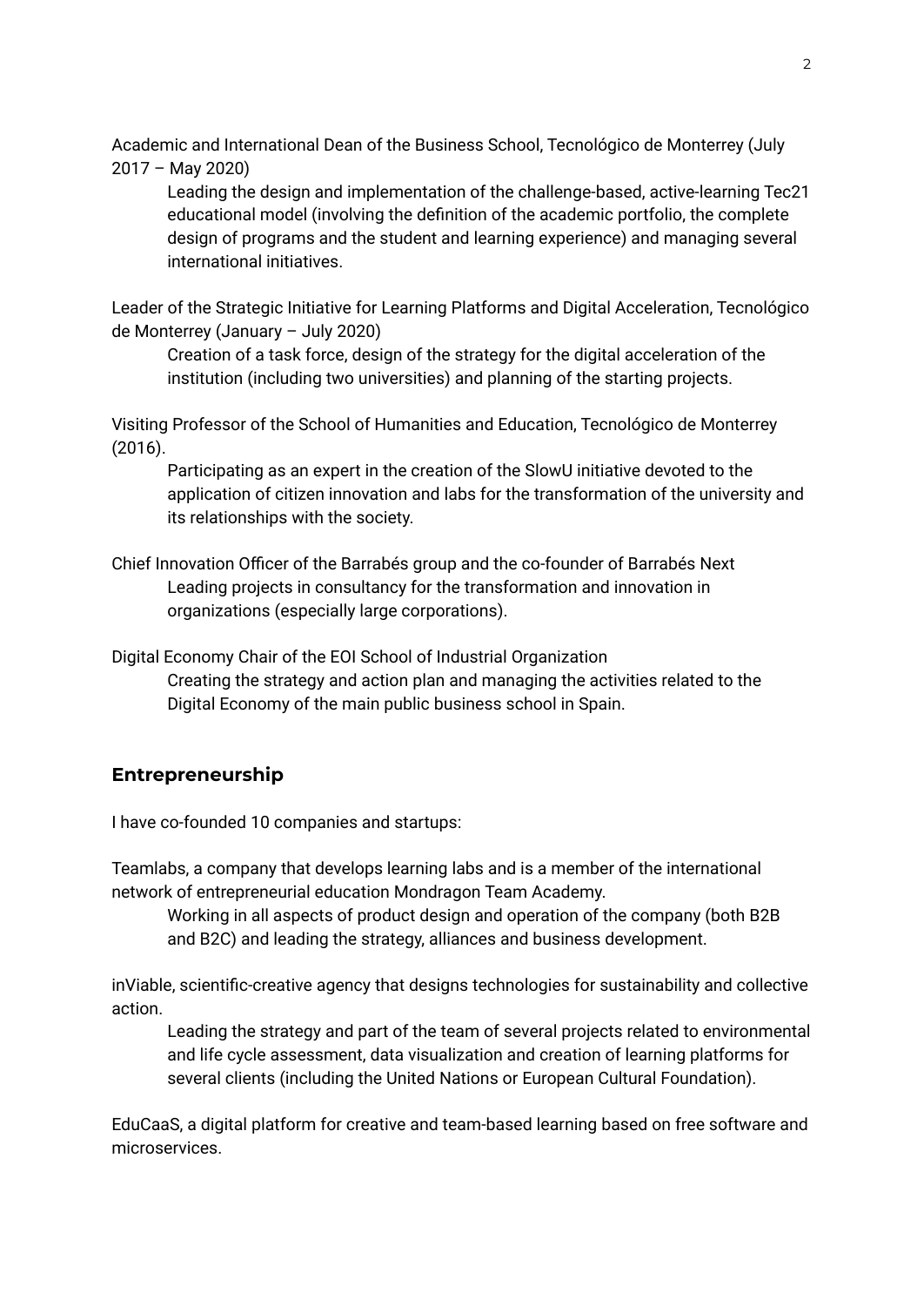Academic and International Dean of the Business School, Tecnológico de Monterrey (July 2017 – May 2020)

Leading the design and implementation of the challenge-based, active-learning Tec21 educational model (involving the definition of the academic portfolio, the complete design of programs and the student and learning experience) and managing several international initiatives.

Leader of the Strategic Initiative for Learning Platforms and Digital Acceleration, Tecnológico de Monterrey (January – July 2020)

Creation of a task force, design of the strategy for the digital acceleration of the institution (including two universities) and planning of the starting projects.

Visiting Professor of the School of Humanities and Education, Tecnológico de Monterrey (2016).

Participating as an expert in the creation of the SlowU initiative devoted to the application of citizen innovation and labs for the transformation of the university and its relationships with the society.

Chief Innovation Officer of the Barrabés group and the co-founder of Barrabés Next

Leading projects in consultancy for the transformation and innovation in organizations (especially large corporations).

Digital Economy Chair of the EOI School of Industrial Organization

Creating the strategy and action plan and managing the activities related to the Digital Economy of the main public business school in Spain.

## Entrepreneurship

I have co-founded 10 companies and startups:

Teamlabs, a company that develops learning labs and is a member of the international network of entrepreneurial education Mondragon Team Academy.

Working in all aspects of product design and operation of the company (both B2B and B2C) and leading the strategy, alliances and business development.

inViable, scientific-creative agency that designs technologies for sustainability and collective action.

Leading the strategy and part of the team of several projects related to environmental and life cycle assessment, data visualization and creation of learning platforms for several clients (including the United Nations or European Cultural Foundation).

EduCaaS, a digital platform for creative and team-based learning based on free software and microservices.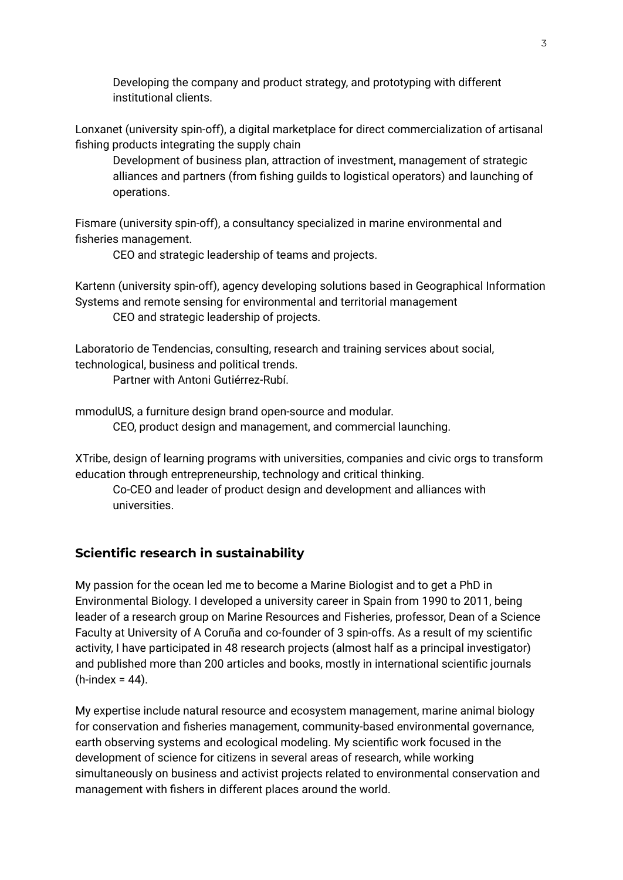Developing the company and product strategy, and prototyping with different institutional clients.

Lonxanet (university spin-off), a digital marketplace for direct commercialization of artisanal fishing products integrating the supply chain

Development of business plan, attraction of investment, management of strategic alliances and partners (from fishing guilds to logistical operators) and launching of operations.

Fismare (university spin-off), a consultancy specialized in marine environmental and fisheries management.

CEO and strategic leadership of teams and projects.

Kartenn (university spin-off), agency developing solutions based in Geographical Information Systems and remote sensing for environmental and territorial management

CEO and strategic leadership of projects.

Laboratorio de Tendencias, consulting, research and training services about social, technological, business and political trends.

Partner with Antoni Gutiérrez-Rubí.

mmodulUS, a furniture design brand open-source and modular.

CEO, product design and management, and commercial launching.

XTribe, design of learning programs with universities, companies and civic orgs to transform education through entrepreneurship, technology and critical thinking.

Co-CEO and leader of product design and development and alliances with universities.

## Scientific research in sustainability

My passion for the ocean led me to become a Marine Biologist and to get a PhD in Environmental Biology. I developed a university career in Spain from 1990 to 2011, being leader of a research group on Marine Resources and Fisheries, professor, Dean of a Science Faculty at University of A Coruña and co-founder of 3 spin-offs. As a result of my scientific activity, I have participated in 48 research projects (almost half as a principal investigator) and published more than 200 articles and books, mostly in international scientific journals (h-index = 44).

My expertise include natural resource and ecosystem management, marine animal biology for conservation and fisheries management, community-based environmental governance, earth observing systems and ecological modeling. My scientific work focused in the development of science for citizens in several areas of research, while working simultaneously on business and activist projects related to environmental conservation and management with fishers in different places around the world.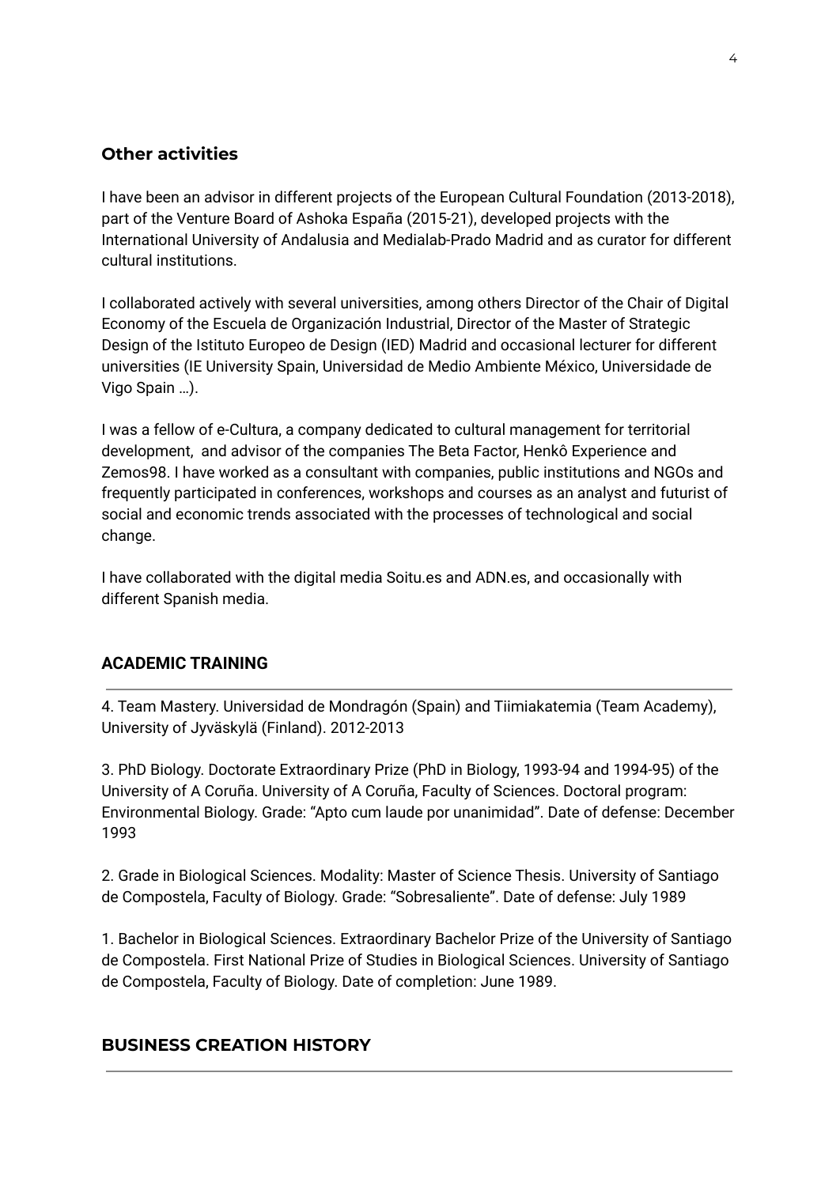## Other activities

I have been an advisor in different projects of the European Cultural Foundation (2013-2018), part of the Venture Board of Ashoka España (2015-21), developed projects with the International University of Andalusia and Medialab-Prado Madrid and as curator for different cultural institutions.

I collaborated actively with several universities, among others Director of the Chair of Digital Economy of the Escuela de Organización Industrial, Director of the Master of Strategic Design of the Istituto Europeo de Design (IED) Madrid and occasional lecturer for different universities (IE University Spain, Universidad de Medio Ambiente México, Universidade de Vigo Spain …).

I was a fellow of e-Cultura, a company dedicated to cultural management for territorial development, and advisor of the companies The Beta Factor, Henkô Experience and Zemos98. I have worked as a consultant with companies, public institutions and NGOs and frequently participated in conferences, workshops and courses as an analyst and futurist of social and economic trends associated with the processes of technological and social change.

I have collaborated with the digital media Soitu.es and ADN.es, and occasionally with different Spanish media.

## ACADEMIC TRAINING

4. Team Mastery. Universidad de Mondragón (Spain) and Tiimiakatemia (Team Academy), University of Jyväskylä (Finland). 2012-2013

3. PhD Biology. Doctorate Extraordinary Prize (PhD in Biology, 1993-94 and 1994-95) of the University of A Coruña. University of A Coruña, Faculty of Sciences. Doctoral program: Environmental Biology. Grade: "Apto cum laude por unanimidad". Date of defense: December 1993

2. Grade in Biological Sciences. Modality: Master of Science Thesis. University of Santiago de Compostela, Faculty of Biology. Grade: "Sobresaliente". Date of defense: July 1989

1. Bachelor in Biological Sciences. Extraordinary Bachelor Prize of the University of Santiago de Compostela. First National Prize of Studies in Biological Sciences. University of Santiago de Compostela, Faculty of Biology. Date of completion: June 1989.

## BUSINESS CREATION HISTORY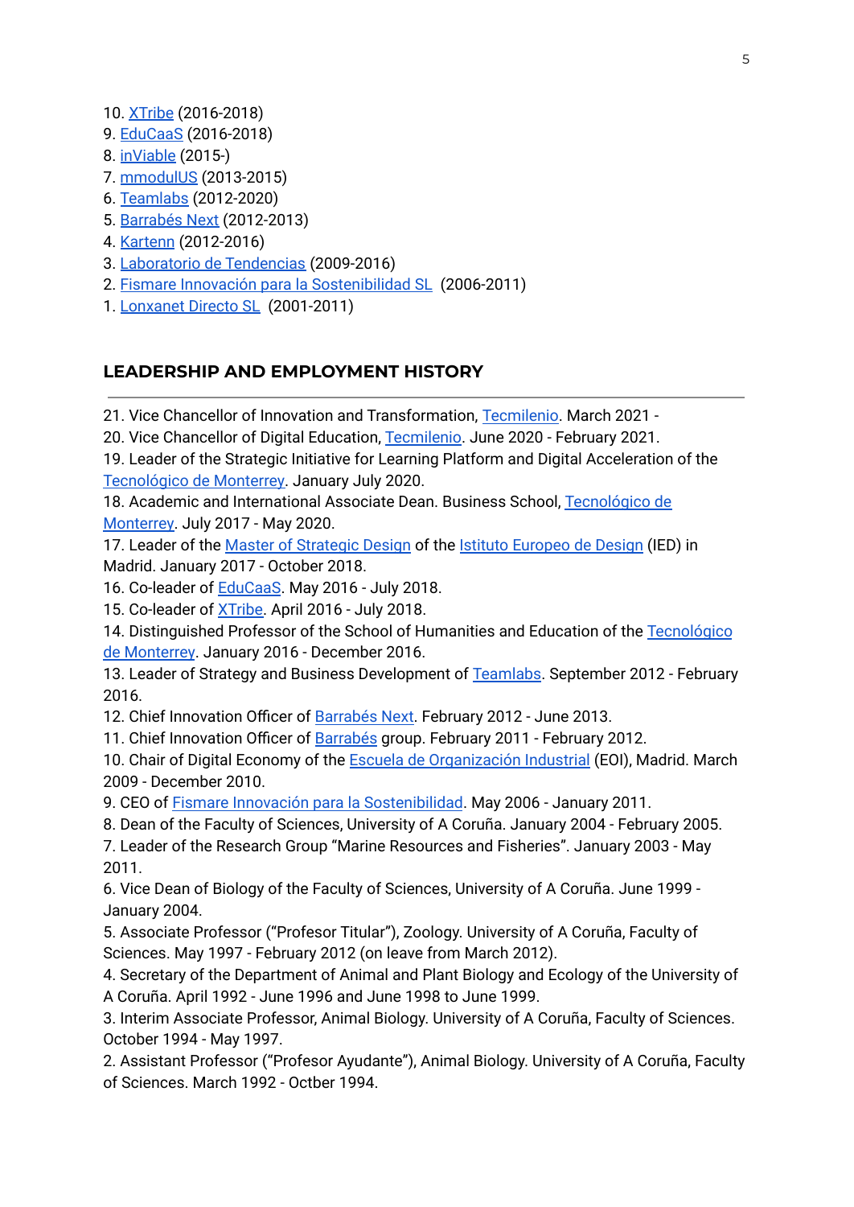10. XTribe (2016-2018)
9. EduCaaS (2016-2018)
8. inViable (2015-)
7. mmodulUS (2013-2015)
6. Teamlabs (2012-2020)
5. Barrabés Next (2012-2013)
4. Kartenn (2012-2016)
3. Laboratorio de Tendencias (2009-2016)
2. Fismare Innovación para la Sostenibilidad SL (2006-2011)
1. Lonxanet Directo SL (2001-2011)

## LEADERSHIP AND EMPLOYMENT HISTORY

---

21. Vice Chancellor of Innovation and Transformation, Tecmilenio. March 2021 -
20. Vice Chancellor of Digital Education, Tecmilenio. June 2020 - February 2021.
19. Leader of the Strategic Initiative for Learning Platform and Digital Acceleration of the Tecnológico de Monterrey. January July 2020.
18. Academic and International Associate Dean. Business School, Tecnológico de Monterrey. July 2017 - May 2020.
17. Leader of the Master of Strategic Design of the Istituto Europeo de Design (IED) in Madrid. January 2017 - October 2018.
16. Co-leader of EduCaaS. May 2016 - July 2018.
15. Co-leader of XTribe. April 2016 - July 2018.
14. Distinguished Professor of the School of Humanities and Education of the Tecnológico de Monterrey. January 2016 - December 2016.
13. Leader of Strategy and Business Development of Teamlabs. September 2012 - February 2016.
12. Chief Innovation Officer of Barrabés Next. February 2012 - June 2013.
11. Chief Innovation Officer of Barrabés group. February 2011 - February 2012.
10. Chair of Digital Economy of the Escuela de Organización Industrial (EOI), Madrid. March 2009 - December 2010.
9. CEO of Fismare Innovación para la Sostenibilidad. May 2006 - January 2011.
8. Dean of the Faculty of Sciences, University of A Coruña. January 2004 - February 2005.
7. Leader of the Research Group "Marine Resources and Fisheries". January 2003 - May 2011.
6. Vice Dean of Biology of the Faculty of Sciences, University of A Coruña. June 1999 - January 2004.
5. Associate Professor ("Profesor Titular"), Zoology. University of A Coruña, Faculty of Sciences. May 1997 - February 2012 (on leave from March 2012).
4. Secretary of the Department of Animal and Plant Biology and Ecology of the University of A Coruña. April 1992 - June 1996 and June 1998 to June 1999.
3. Interim Associate Professor, Animal Biology. University of A Coruña, Faculty of Sciences. October 1994 - May 1997.
2. Assistant Professor ("Profesor Ayudante"), Animal Biology. University of A Coruña, Faculty of Sciences. March 1992 - Octber 1994.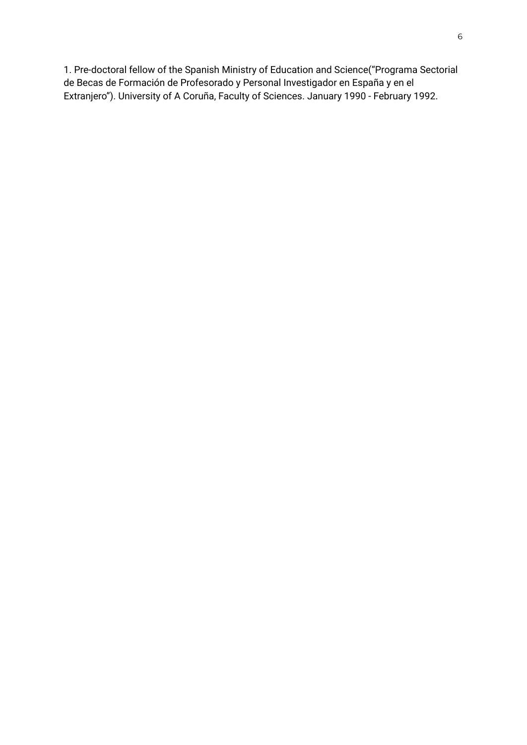1. Pre-doctoral fellow of the Spanish Ministry of Education and Science("Programa Sectorial de Becas de Formación de Profesorado y Personal Investigador en España y en el Extranjero"). University of A Coruña, Faculty of Sciences. January 1990 - February 1992.